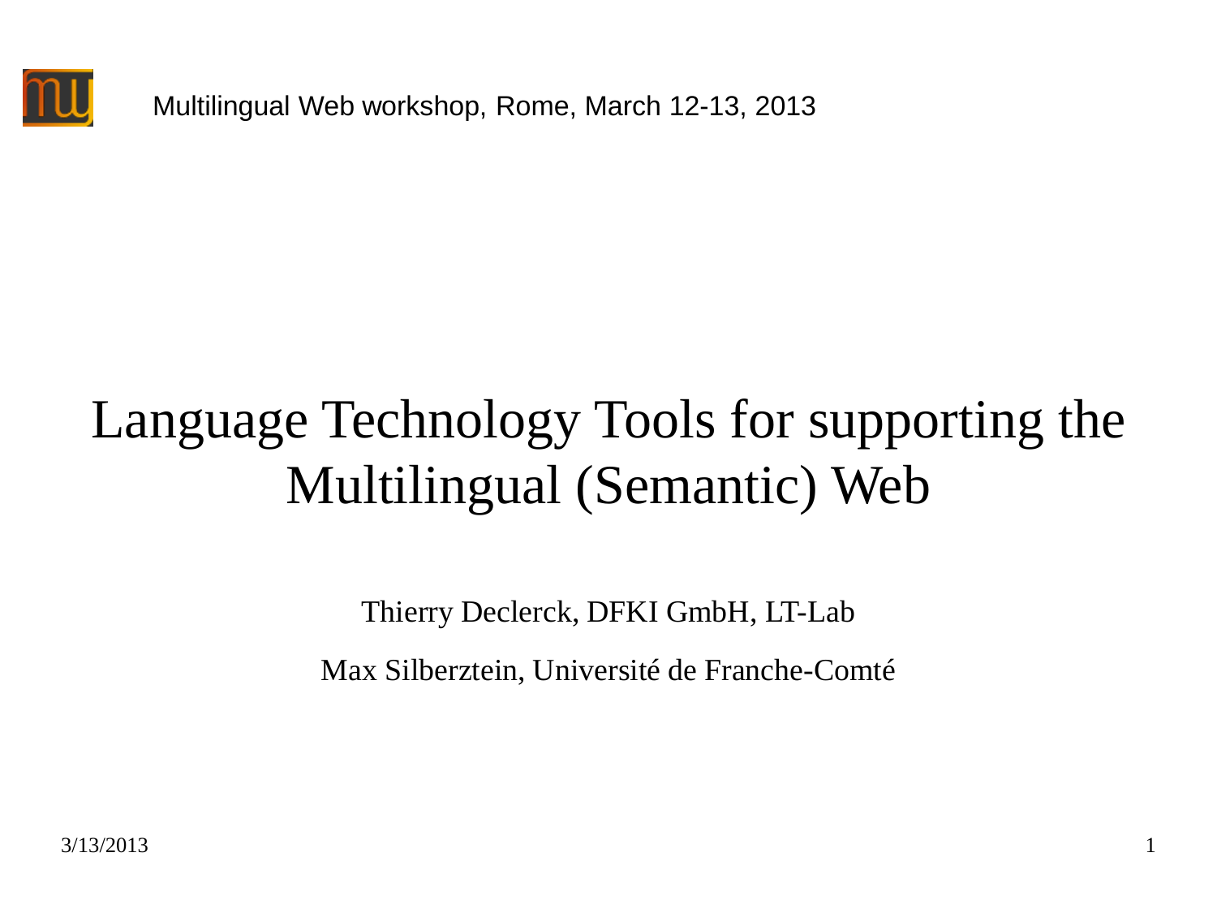Multilingual Web workshop, Rome, March 12-13, 2013

# Language Technology Tools for supporting the Multilingual (Semantic) Web

Thierry Declerck, DFKI GmbH, LT-Lab

Max Silberztein, Université de Franche-Comté

3/13/2013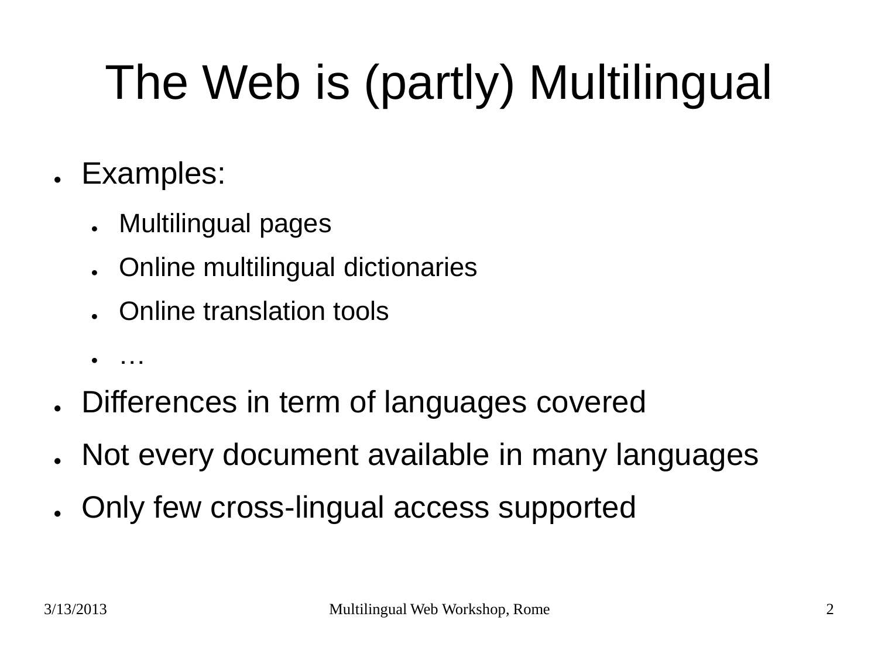# The Web is (partly) Multilingual

- Examples:
  - Multilingual pages
  - Online multilingual dictionaries
  - Online translation tools
  - …
- Differences in term of languages covered
- Not every document available in many languages
- Only few cross-lingual access supported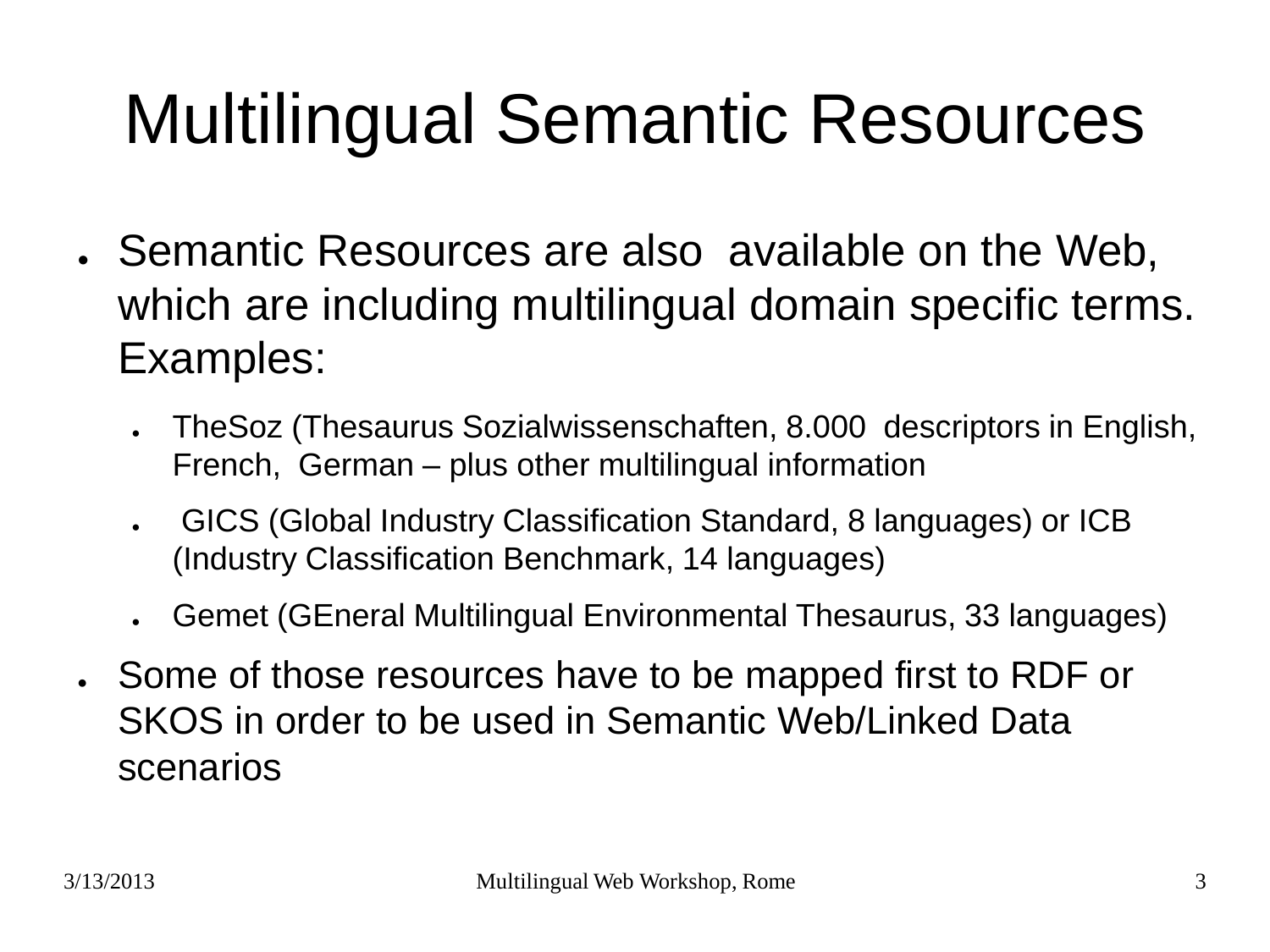# Multilingual Semantic Resources

- Semantic Resources are also available on the Web, which are including multilingual domain specific terms. Examples:
  - TheSoz (Thesaurus Sozialwissenschaften, 8.000 descriptors in English, French, German – plus other multilingual information
  - GICS (Global Industry Classification Standard, 8 languages) or ICB (Industry Classification Benchmark, 14 languages)
  - Gemet (GEneral Multilingual Environmental Thesaurus, 33 languages)
- Some of those resources have to be mapped first to RDF or SKOS in order to be used in Semantic Web/Linked Data scenarios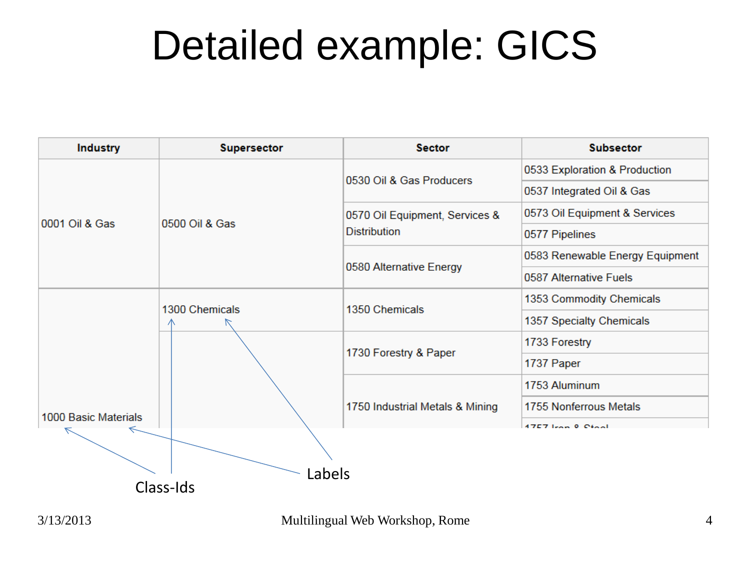# Detailed example: GICS

| Industry | Supersector | Sector | Subsector |
|---|---|---|---|
| 0001 Oil & Gas | 0500 Oil & Gas | 0530 Oil & Gas Producers | 0533 Exploration & Production |
| | | | 0537 Integrated Oil & Gas |
| | | 0570 Oil Equipment, Services & Distribution | 0573 Oil Equipment & Services |
| | | | 0577 Pipelines |
| | | 0580 Alternative Energy | 0583 Renewable Energy Equipment |
| | | | 0587 Alternative Fuels |
| 1000 Basic Materials | 1300 Chemicals | 1350 Chemicals | 1353 Commodity Chemicals |
| | | | 1357 Specialty Chemicals |
| | | 1730 Forestry & Paper | 1733 Forestry |
| | | | 1737 Paper |
| | | 1750 Industrial Metals & Mining | 1753 Aluminum |
| | | | 1755 Nonferrous Metals |
| | | | 1757 Iron & Steel |

Class-Ids

Labels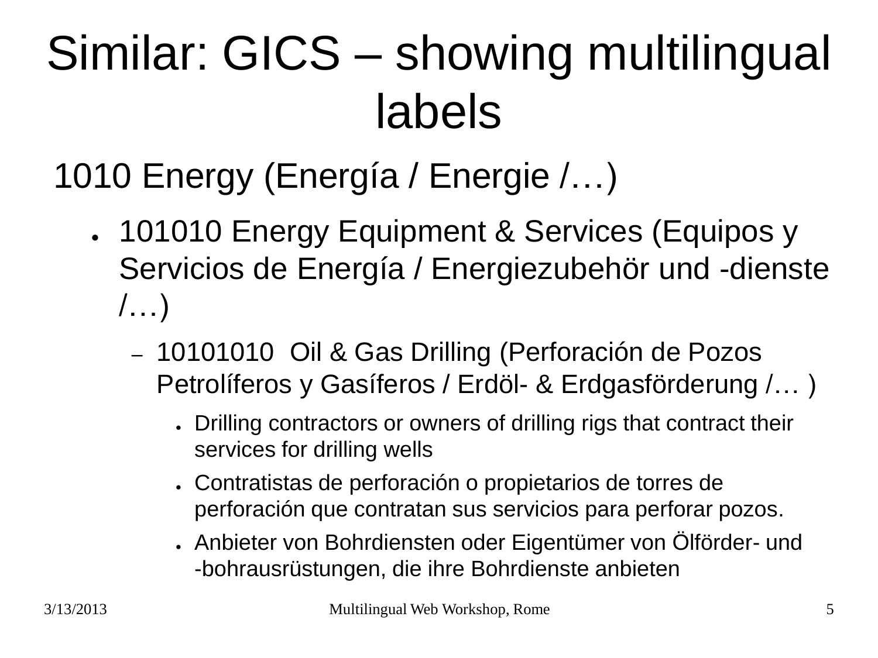# Similar: GICS – showing multilingual labels

1010 Energy (Energía / Energie /…)

- 101010 Energy Equipment & Services (Equipos y Servicios de Energía / Energiezubehör und -dienste /…)
  - 10101010  Oil & Gas Drilling (Perforación de Pozos Petrolíferos y Gasíferos / Erdöl- & Erdgasförderung /… )
    - Drilling contractors or owners of drilling rigs that contract their services for drilling wells
    - Contratistas de perforación o propietarios de torres de perforación que contratan sus servicios para perforar pozos.
    - Anbieter von Bohrdiensten oder Eigentümer von Ölförder- und -bohrausrüstungen, die ihre Bohrdienste anbieten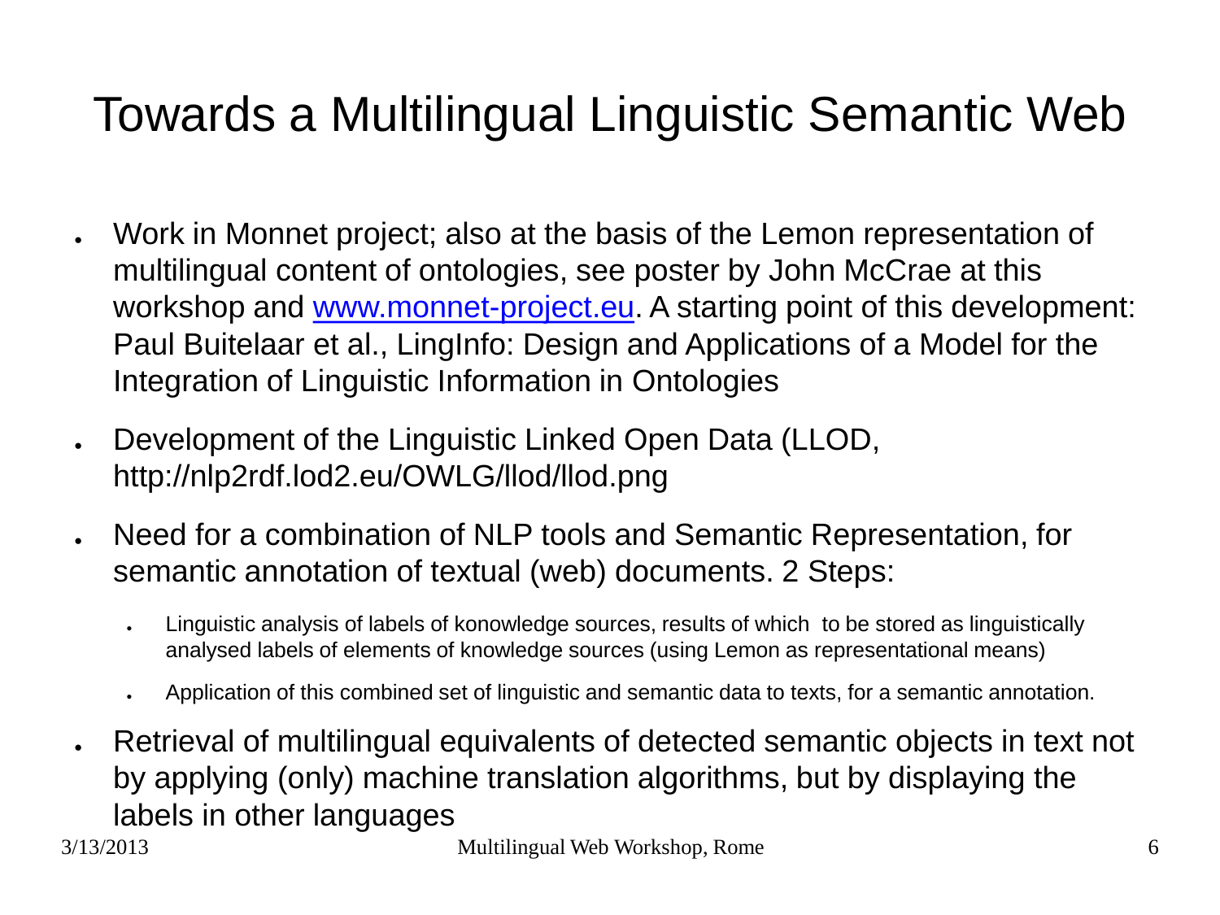# Towards a Multilingual Linguistic Semantic Web

- Work in Monnet project; also at the basis of the Lemon representation of multilingual content of ontologies, see poster by John McCrae at this workshop and [www.monnet-project.eu](http://www.monnet-project.eu). A starting point of this development: Paul Buitelaar et al., LingInfo: Design and Applications of a Model for the Integration of Linguistic Information in Ontologies
- Development of the Linguistic Linked Open Data (LLOD, http://nlp2rdf.lod2.eu/OWLG/llod/llod.png
- Need for a combination of NLP tools and Semantic Representation, for semantic annotation of textual (web) documents. 2 Steps:
  - Linguistic analysis of labels of konowledge sources, results of which to be stored as linguistically analysed labels of elements of knowledge sources (using Lemon as representational means)
  - Application of this combined set of linguistic and semantic data to texts, for a semantic annotation.
- Retrieval of multilingual equivalents of detected semantic objects in text not by applying (only) machine translation algorithms, but by displaying the labels in other languages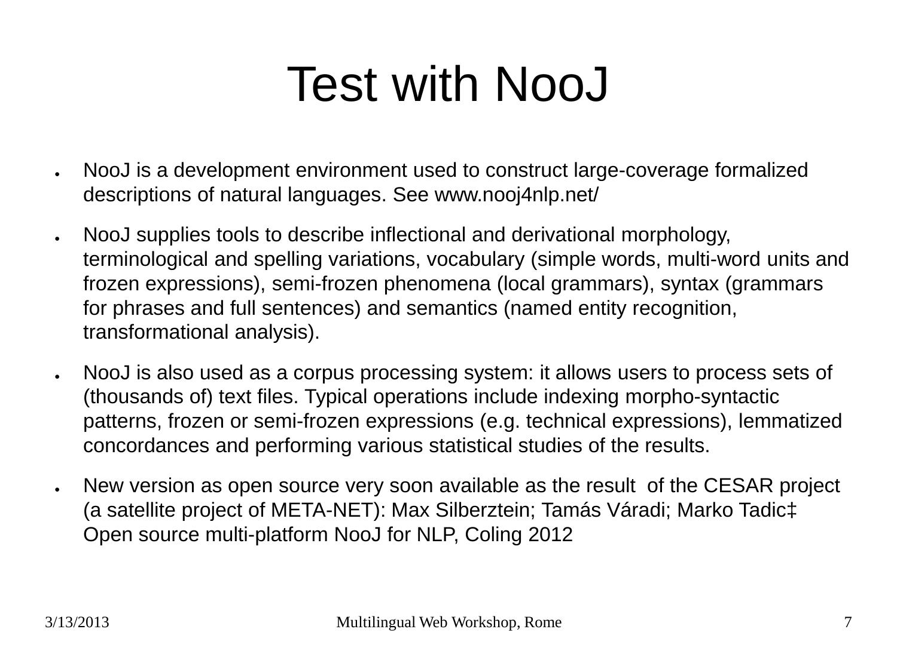# Test with NooJ

- NooJ is a development environment used to construct large-coverage formalized descriptions of natural languages. See www.nooj4nlp.net/
- NooJ supplies tools to describe inflectional and derivational morphology, terminological and spelling variations, vocabulary (simple words, multi-word units and frozen expressions), semi-frozen phenomena (local grammars), syntax (grammars for phrases and full sentences) and semantics (named entity recognition, transformational analysis).
- NooJ is also used as a corpus processing system: it allows users to process sets of (thousands of) text files. Typical operations include indexing morpho-syntactic patterns, frozen or semi-frozen expressions (e.g. technical expressions), lemmatized concordances and performing various statistical studies of the results.
- New version as open source very soon available as the result of the CESAR project (a satellite project of META-NET): Max Silberztein; Tamás Váradi; Marko Tadic‡ Open source multi-platform NooJ for NLP, Coling 2012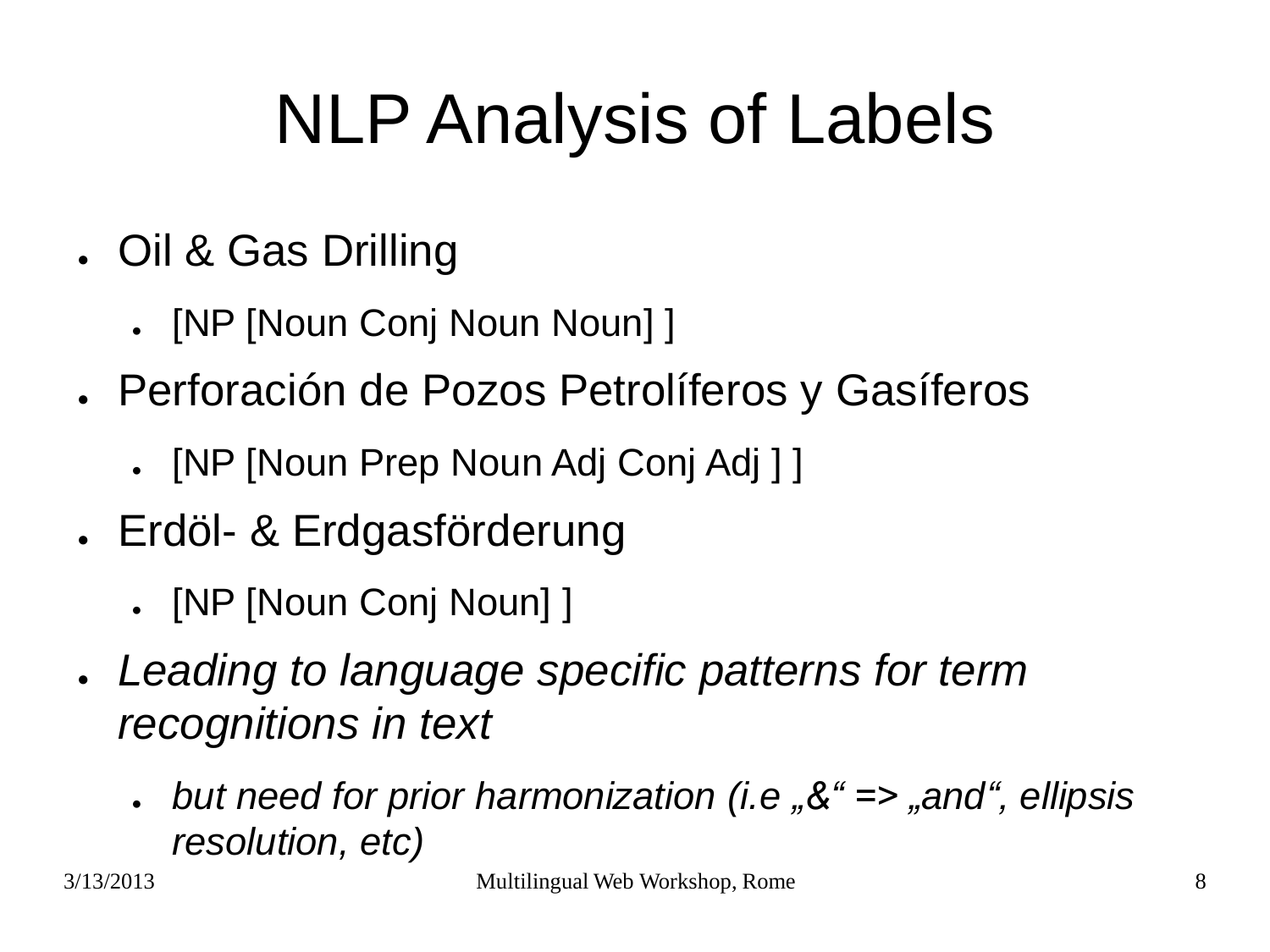# NLP Analysis of Labels

- Oil & Gas Drilling
  - [NP [Noun Conj Noun Noun] ]
- Perforación de Pozos Petrolíferos y Gasíferos
  - [NP [Noun Prep Noun Adj Conj Adj ] ]
- Erdöl- & Erdgasförderung
  - [NP [Noun Conj Noun] ]
- *Leading to language specific patterns for term recognitions in text*
  - *but need for prior harmonization (i.e „&“ => „and“, ellipsis resolution, etc)*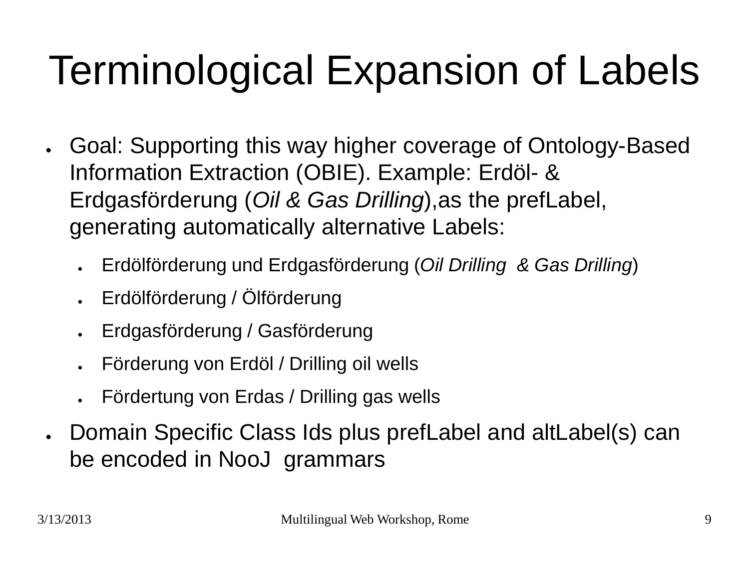# Terminological Expansion of Labels

- Goal: Supporting this way higher coverage of Ontology-Based Information Extraction (OBIE). Example: Erdöl- & Erdgasförderung (*Oil & Gas Drilling*),as the prefLabel, generating automatically alternative Labels:
  - Erdölförderung und Erdgasförderung (*Oil Drilling & Gas Drilling*)
  - Erdölförderung / Ölförderung
  - Erdgasförderung / Gasförderung
  - Förderung von Erdöl / Drilling oil wells
  - Fördertung von Erdas / Drilling gas wells
- Domain Specific Class Ids plus prefLabel and altLabel(s) can be encoded in NooJ grammars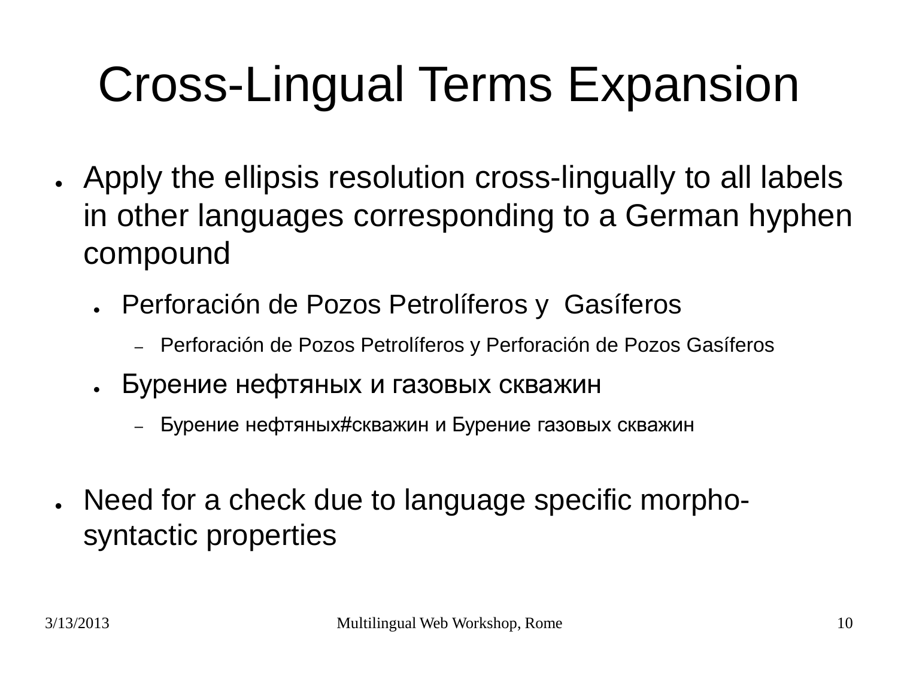# Cross-Lingual Terms Expansion

- Apply the ellipsis resolution cross-lingually to all labels in other languages corresponding to a German hyphen compound
  - Perforación de Pozos Petrolíferos y  Gasíferos
    - Perforación de Pozos Petrolíferos y Perforación de Pozos Gasíferos
  - Бурение нефтяных и газовых скважин
    - Бурение нефтяных#скважин и Бурение газовых скважин
- Need for a check due to language specific morpho-syntactic properties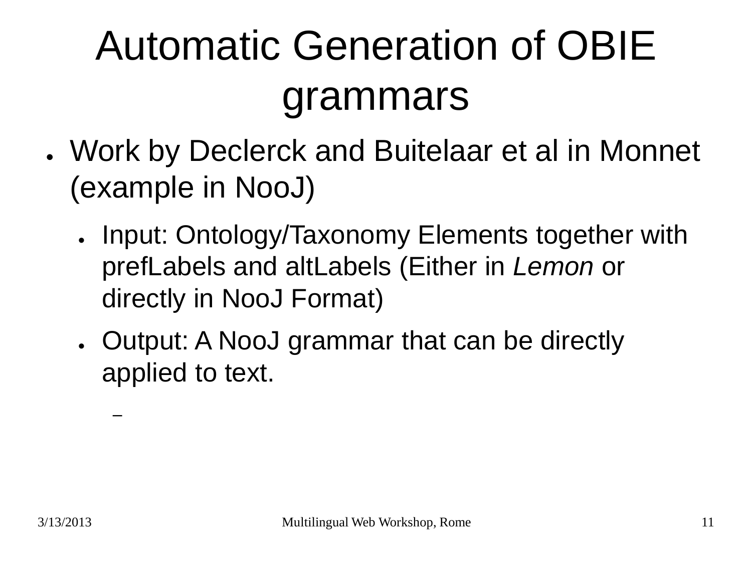# Automatic Generation of OBIE grammars

- Work by Declerck and Buitelaar et al in Monnet (example in NooJ)
  - Input: Ontology/Taxonomy Elements together with prefLabels and altLabels (Either in *Lemon* or directly in NooJ Format)
  - Output: A NooJ grammar that can be directly applied to text.
    -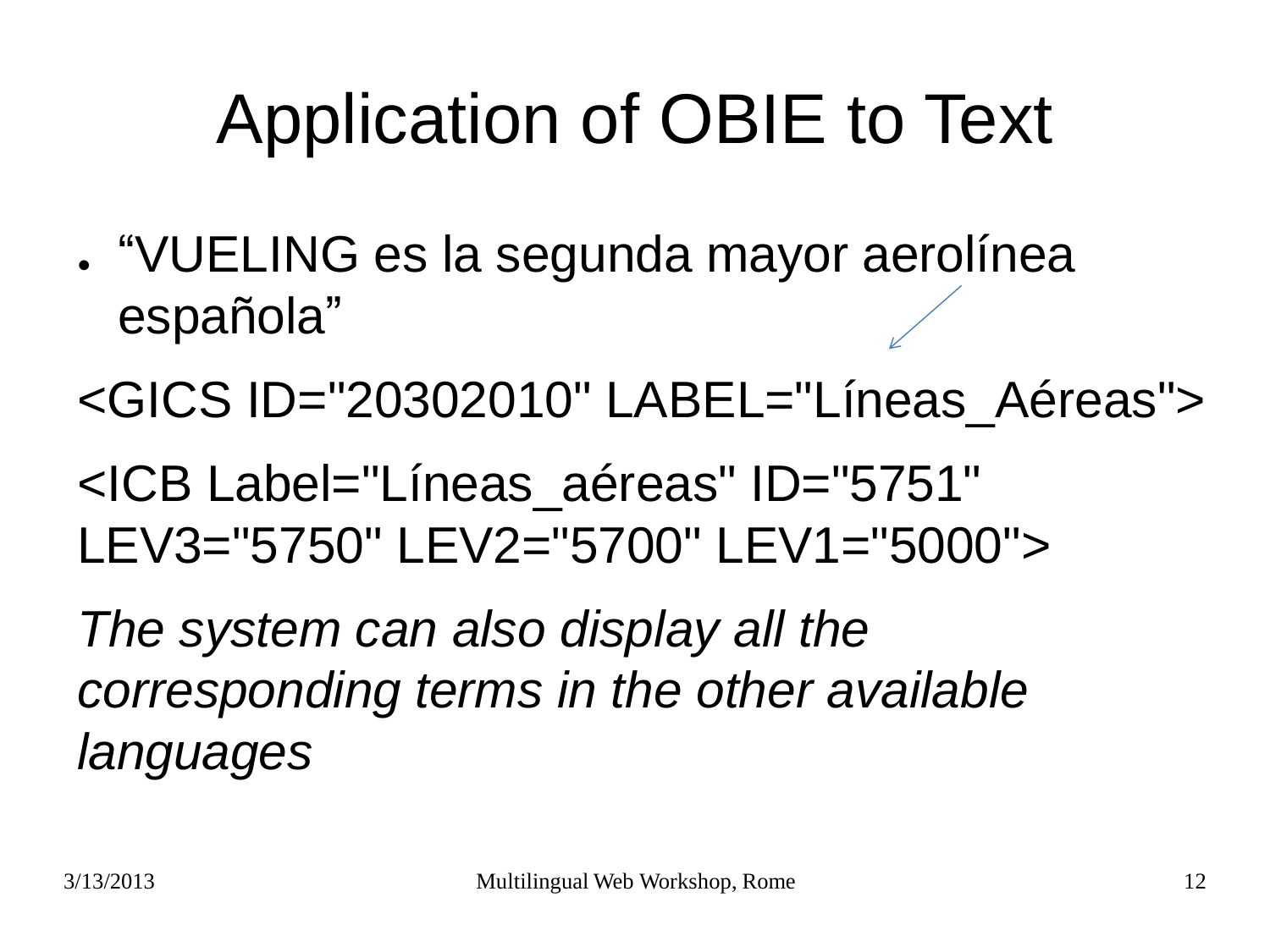# Application of OBIE to Text

- "VUELING es la segunda mayor aerolínea española"

<GICS ID="20302010" LABEL="Líneas_Aéreas">

<ICB Label="Líneas_aéreas" ID="5751" LEV3="5750" LEV2="5700" LEV1="5000">

*The system can also display all the corresponding terms in the other available languages*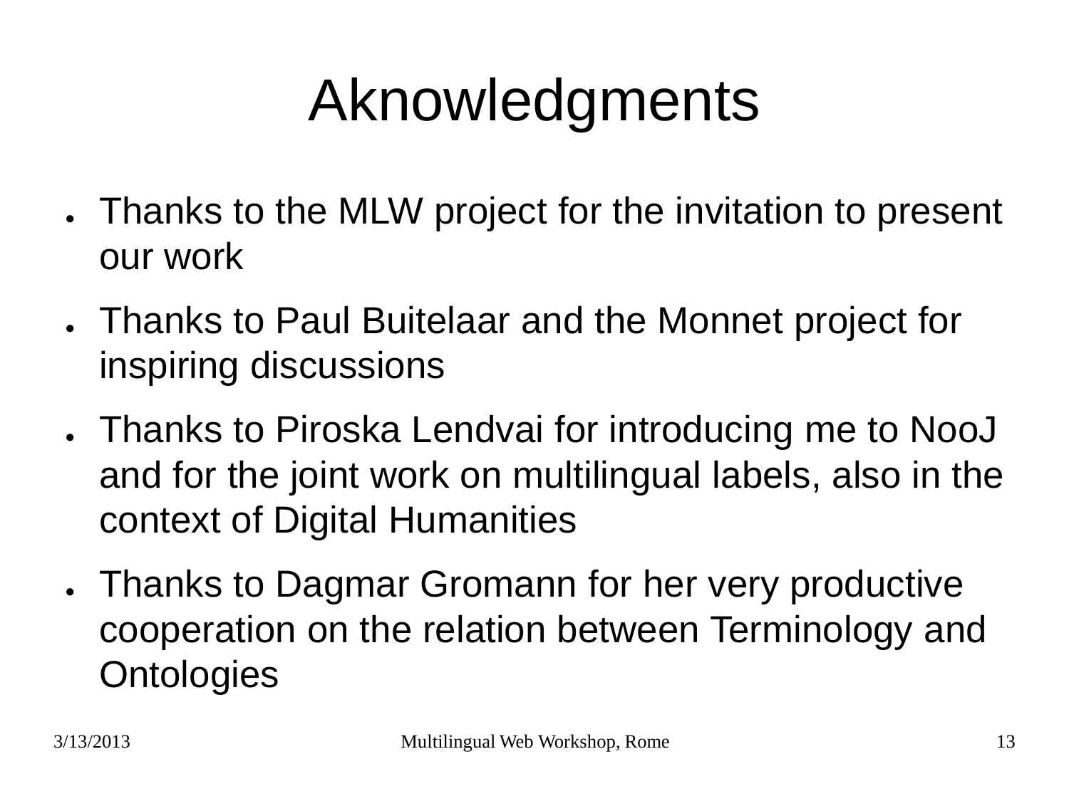# Aknowledgments

- Thanks to the MLW project for the invitation to present our work
- Thanks to Paul Buitelaar and the Monnet project for inspiring discussions
- Thanks to Piroska Lendvai for introducing me to NooJ and for the joint work on multilingual labels, also in the context of Digital Humanities
- Thanks to Dagmar Gromann for her very productive cooperation on the relation between Terminology and Ontologies